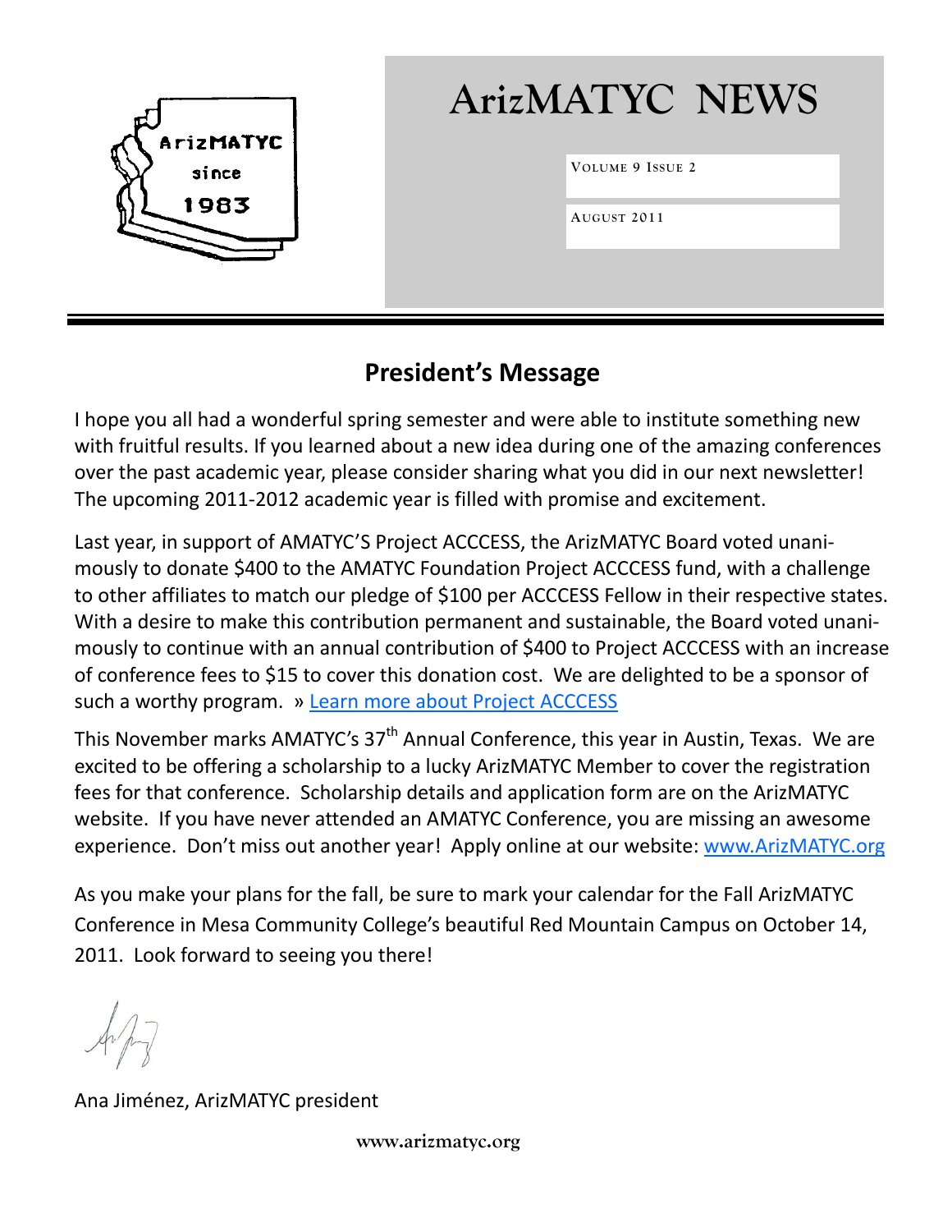# ArizMATYC NEWS

VOLUME 9 ISSUE 2

AUGUST 2011

## President's Message

I hope you all had a wonderful spring semester and were able to institute something new with fruitful results. If you learned about a new idea during one of the amazing conferences over the past academic year, please consider sharing what you did in our next newsletter! The upcoming 2011-2012 academic year is filled with promise and excitement.

Last year, in support of AMATYC'S Project ACCCESS, the ArizMATYC Board voted unanimously to donate $400 to the AMATYC Foundation Project ACCCESS fund, with a challenge to other affiliates to match our pledge of $100 per ACCCESS Fellow in their respective states. With a desire to make this contribution permanent and sustainable, the Board voted unanimously to continue with an annual contribution of $400 to Project ACCCESS with an increase of conference fees to $15 to cover this donation cost. We are delighted to be a sponsor of such a worthy program. » Learn more about Project ACCCESS

This November marks AMATYC's 37th Annual Conference, this year in Austin, Texas. We are excited to be offering a scholarship to a lucky ArizMATYC Member to cover the registration fees for that conference. Scholarship details and application form are on the ArizMATYC website. If you have never attended an AMATYC Conference, you are missing an awesome experience. Don't miss out another year! Apply online at our website: www.ArizMATYC.org

As you make your plans for the fall, be sure to mark your calendar for the Fall ArizMATYC Conference in Mesa Community College's beautiful Red Mountain Campus on October 14, 2011. Look forward to seeing you there!

Ana Jiménez, ArizMATYC president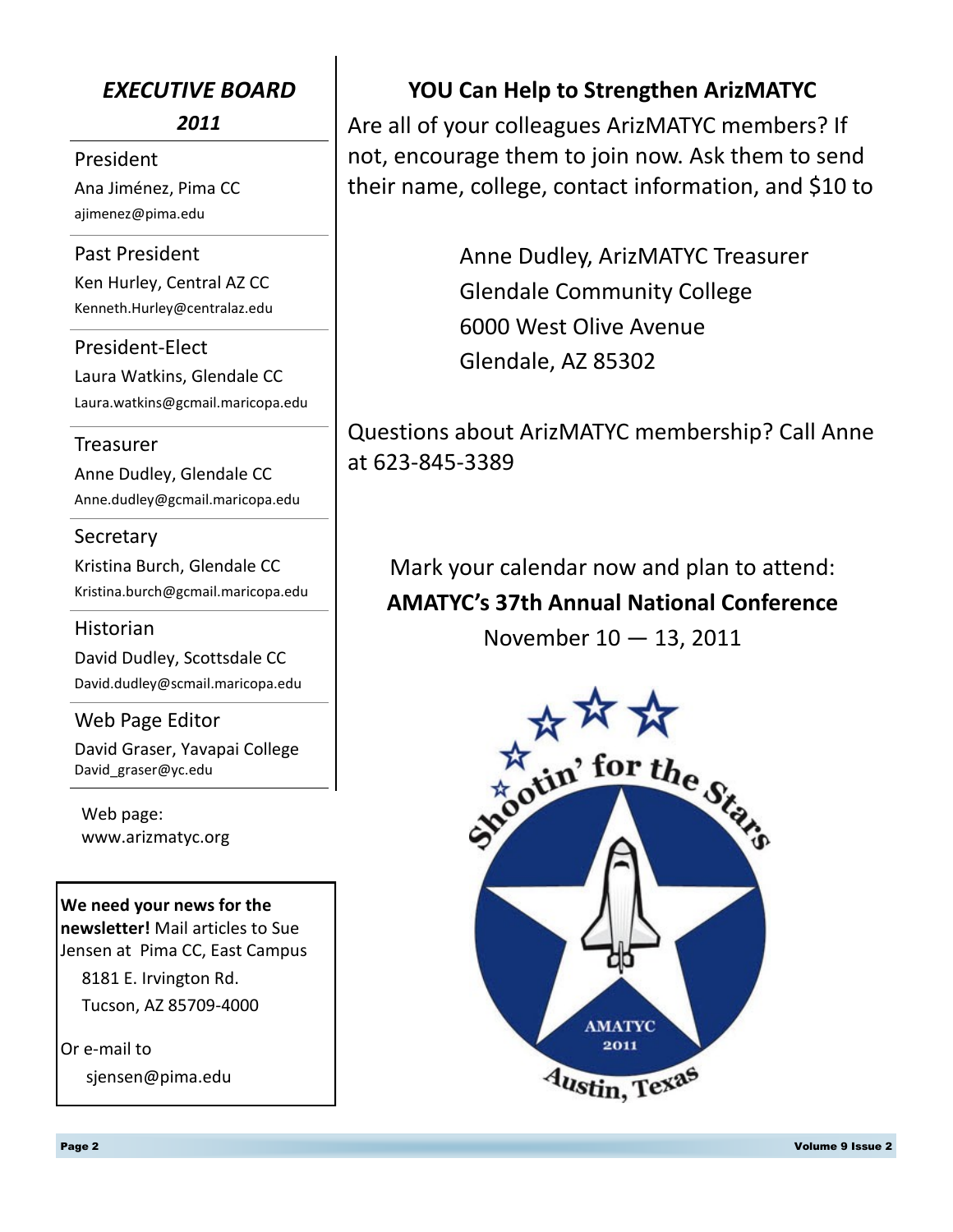## *EXECUTIVE BOARD*

***2011***

President
Ana Jiménez, Pima CC
ajimenez@pima.edu

Past President
Ken Hurley, Central AZ CC
Kenneth.Hurley@centralaz.edu

President-Elect
Laura Watkins, Glendale CC
Laura.watkins@gcmail.maricopa.edu

Treasurer
Anne Dudley, Glendale CC
Anne.dudley@gcmail.maricopa.edu

Secretary
Kristina Burch, Glendale CC
Kristina.burch@gcmail.maricopa.edu

Historian
David Dudley, Scottsdale CC
David.dudley@scmail.maricopa.edu

Web Page Editor
David Graser, Yavapai College
David_graser@yc.edu

Web page:
www.arizmatyc.org

**We need your news for the newsletter!** Mail articles to Sue Jensen at Pima CC, East Campus
8181 E. Irvington Rd.
Tucson, AZ 85709-4000

Or e-mail to
sjensen@pima.edu

## YOU Can Help to Strengthen ArizMATYC

Are all of your colleagues ArizMATYC members? If not, encourage them to join now. Ask them to send their name, college, contact information, and $10 to

Anne Dudley, ArizMATYC Treasurer
Glendale Community College
6000 West Olive Avenue
Glendale, AZ 85302

Questions about ArizMATYC membership? Call Anne at 623-845-3389

Mark your calendar now and plan to attend:
**AMATYC's 37th Annual National Conference**
November 10 — 13, 2011

Shootin' for the Stars
AMATYC 2011
Austin, Texas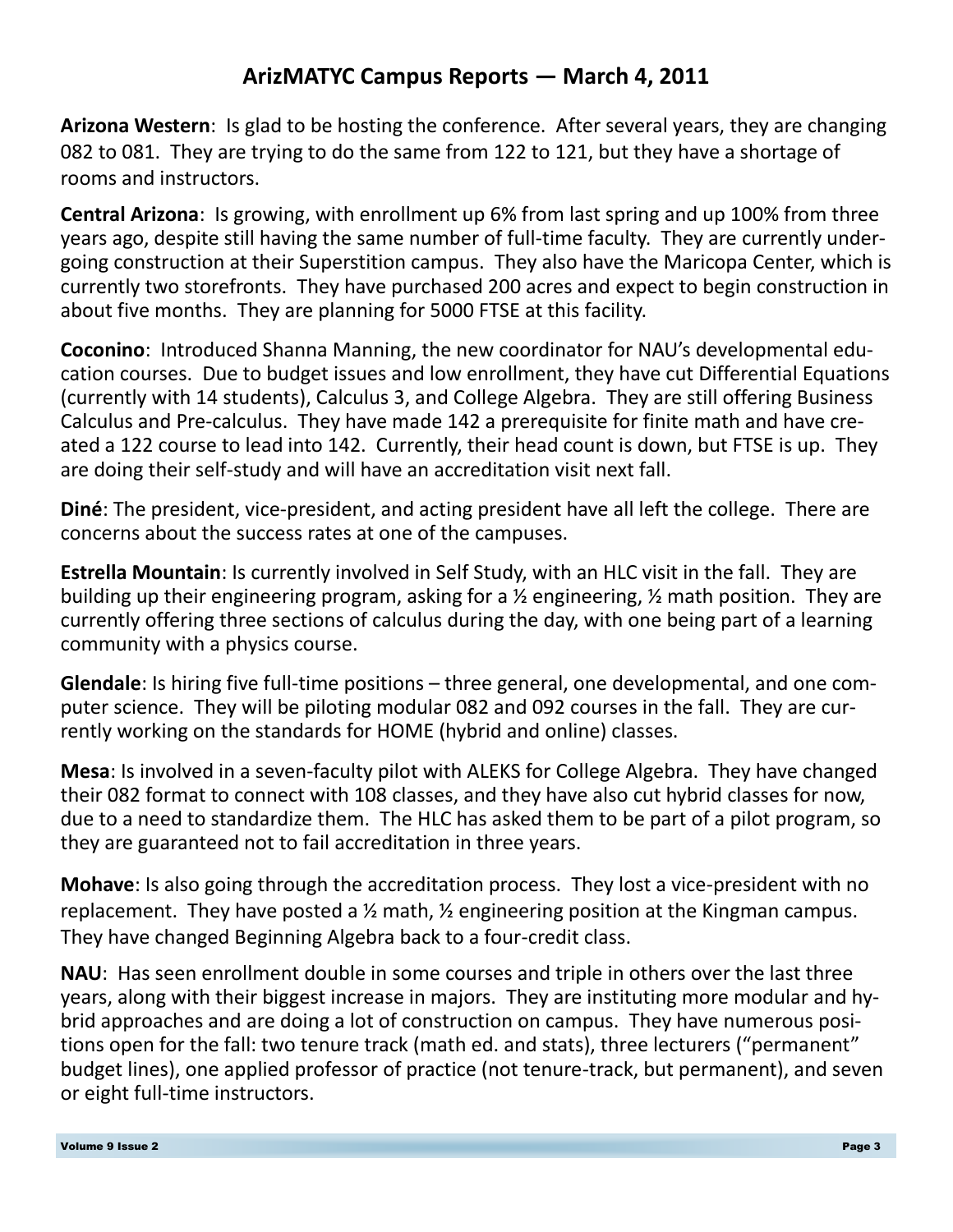## ArizMATYC Campus Reports — March 4, 2011

**Arizona Western**: Is glad to be hosting the conference. After several years, they are changing 082 to 081. They are trying to do the same from 122 to 121, but they have a shortage of rooms and instructors.

**Central Arizona**: Is growing, with enrollment up 6% from last spring and up 100% from three years ago, despite still having the same number of full-time faculty. They are currently undergoing construction at their Superstition campus. They also have the Maricopa Center, which is currently two storefronts. They have purchased 200 acres and expect to begin construction in about five months. They are planning for 5000 FTSE at this facility.

**Coconino**: Introduced Shanna Manning, the new coordinator for NAU's developmental education courses. Due to budget issues and low enrollment, they have cut Differential Equations (currently with 14 students), Calculus 3, and College Algebra. They are still offering Business Calculus and Pre-calculus. They have made 142 a prerequisite for finite math and have created a 122 course to lead into 142. Currently, their head count is down, but FTSE is up. They are doing their self-study and will have an accreditation visit next fall.

**Diné**: The president, vice-president, and acting president have all left the college. There are concerns about the success rates at one of the campuses.

**Estrella Mountain**: Is currently involved in Self Study, with an HLC visit in the fall. They are building up their engineering program, asking for a ½ engineering, ½ math position. They are currently offering three sections of calculus during the day, with one being part of a learning community with a physics course.

**Glendale**: Is hiring five full-time positions – three general, one developmental, and one computer science. They will be piloting modular 082 and 092 courses in the fall. They are currently working on the standards for HOME (hybrid and online) classes.

**Mesa**: Is involved in a seven-faculty pilot with ALEKS for College Algebra. They have changed their 082 format to connect with 108 classes, and they have also cut hybrid classes for now, due to a need to standardize them. The HLC has asked them to be part of a pilot program, so they are guaranteed not to fail accreditation in three years.

**Mohave**: Is also going through the accreditation process. They lost a vice-president with no replacement. They have posted a ½ math, ½ engineering position at the Kingman campus. They have changed Beginning Algebra back to a four-credit class.

**NAU**: Has seen enrollment double in some courses and triple in others over the last three years, along with their biggest increase in majors. They are instituting more modular and hybrid approaches and are doing a lot of construction on campus. They have numerous positions open for the fall: two tenure track (math ed. and stats), three lecturers ("permanent" budget lines), one applied professor of practice (not tenure-track, but permanent), and seven or eight full-time instructors.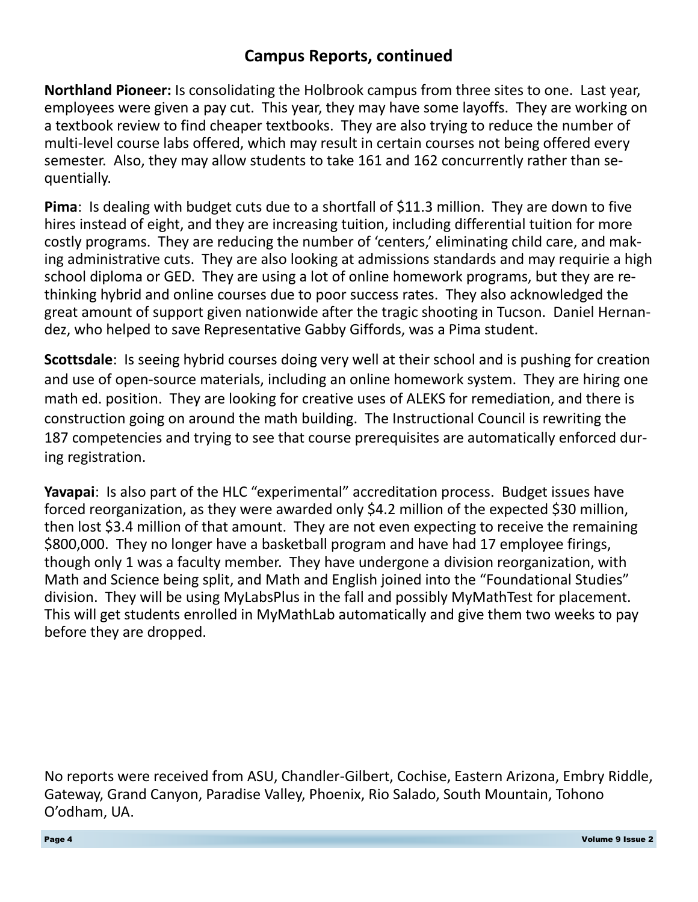## Campus Reports, continued

**Northland Pioneer:** Is consolidating the Holbrook campus from three sites to one. Last year, employees were given a pay cut. This year, they may have some layoffs. They are working on a textbook review to find cheaper textbooks. They are also trying to reduce the number of multi-level course labs offered, which may result in certain courses not being offered every semester. Also, they may allow students to take 161 and 162 concurrently rather than sequentially.

**Pima**: Is dealing with budget cuts due to a shortfall of $11.3 million. They are down to five hires instead of eight, and they are increasing tuition, including differential tuition for more costly programs. They are reducing the number of 'centers,' eliminating child care, and making administrative cuts. They are also looking at admissions standards and may requirie a high school diploma or GED. They are using a lot of online homework programs, but they are rethinking hybrid and online courses due to poor success rates. They also acknowledged the great amount of support given nationwide after the tragic shooting in Tucson. Daniel Hernandez, who helped to save Representative Gabby Giffords, was a Pima student.

**Scottsdale**: Is seeing hybrid courses doing very well at their school and is pushing for creation and use of open-source materials, including an online homework system. They are hiring one math ed. position. They are looking for creative uses of ALEKS for remediation, and there is construction going on around the math building. The Instructional Council is rewriting the 187 competencies and trying to see that course prerequisites are automatically enforced during registration.

**Yavapai**: Is also part of the HLC "experimental" accreditation process. Budget issues have forced reorganization, as they were awarded only $4.2 million of the expected $30 million, then lost $3.4 million of that amount. They are not even expecting to receive the remaining $800,000. They no longer have a basketball program and have had 17 employee firings, though only 1 was a faculty member. They have undergone a division reorganization, with Math and Science being split, and Math and English joined into the "Foundational Studies" division. They will be using MyLabsPlus in the fall and possibly MyMathTest for placement. This will get students enrolled in MyMathLab automatically and give them two weeks to pay before they are dropped.

No reports were received from ASU, Chandler-Gilbert, Cochise, Eastern Arizona, Embry Riddle, Gateway, Grand Canyon, Paradise Valley, Phoenix, Rio Salado, South Mountain, Tohono O'odham, UA.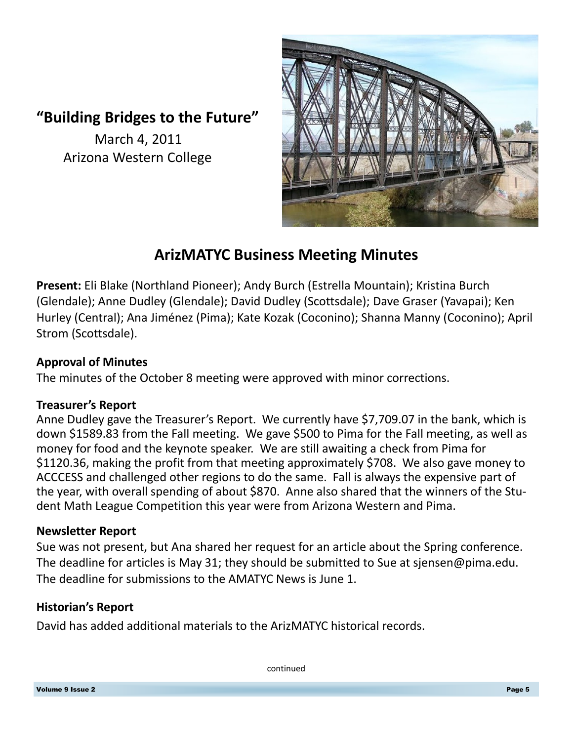**"Building Bridges to the Future"**

March 4, 2011

Arizona Western College

## ArizMATYC Business Meeting Minutes

**Present:** Eli Blake (Northland Pioneer); Andy Burch (Estrella Mountain); Kristina Burch (Glendale); Anne Dudley (Glendale); David Dudley (Scottsdale); Dave Graser (Yavapai); Ken Hurley (Central); Ana Jiménez (Pima); Kate Kozak (Coconino); Shanna Manny (Coconino); April Strom (Scottsdale).

**Approval of Minutes**

The minutes of the October 8 meeting were approved with minor corrections.

**Treasurer's Report**

Anne Dudley gave the Treasurer's Report. We currently have $7,709.07 in the bank, which is down $1589.83 from the Fall meeting. We gave $500 to Pima for the Fall meeting, as well as money for food and the keynote speaker. We are still awaiting a check from Pima for $1120.36, making the profit from that meeting approximately $708. We also gave money to ACCCESS and challenged other regions to do the same. Fall is always the expensive part of the year, with overall spending of about $870. Anne also shared that the winners of the Student Math League Competition this year were from Arizona Western and Pima.

**Newsletter Report**

Sue was not present, but Ana shared her request for an article about the Spring conference. The deadline for articles is May 31; they should be submitted to Sue at sjensen@pima.edu. The deadline for submissions to the AMATYC News is June 1.

**Historian's Report**

David has added additional materials to the ArizMATYC historical records.

continued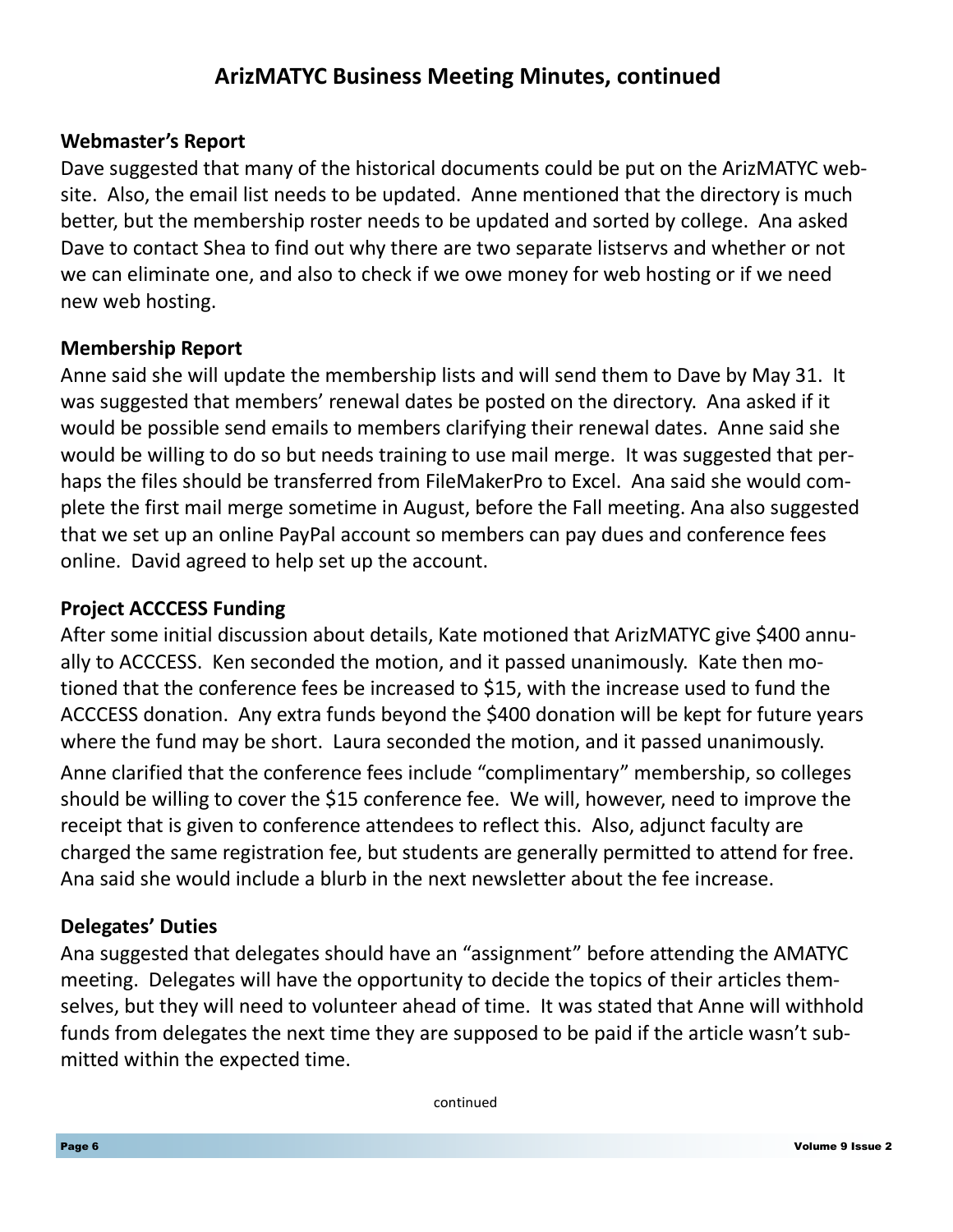## ArizMATYC Business Meeting Minutes, continued

### Webmaster's Report

Dave suggested that many of the historical documents could be put on the ArizMATYC website. Also, the email list needs to be updated. Anne mentioned that the directory is much better, but the membership roster needs to be updated and sorted by college. Ana asked Dave to contact Shea to find out why there are two separate listservs and whether or not we can eliminate one, and also to check if we owe money for web hosting or if we need new web hosting.

### Membership Report

Anne said she will update the membership lists and will send them to Dave by May 31. It was suggested that members' renewal dates be posted on the directory. Ana asked if it would be possible send emails to members clarifying their renewal dates. Anne said she would be willing to do so but needs training to use mail merge. It was suggested that perhaps the files should be transferred from FileMakerPro to Excel. Ana said she would complete the first mail merge sometime in August, before the Fall meeting. Ana also suggested that we set up an online PayPal account so members can pay dues and conference fees online. David agreed to help set up the account.

### Project ACCCESS Funding

After some initial discussion about details, Kate motioned that ArizMATYC give $400 annually to ACCCESS. Ken seconded the motion, and it passed unanimously. Kate then motioned that the conference fees be increased to $15, with the increase used to fund the ACCCESS donation. Any extra funds beyond the $400 donation will be kept for future years where the fund may be short. Laura seconded the motion, and it passed unanimously.

Anne clarified that the conference fees include "complimentary" membership, so colleges should be willing to cover the $15 conference fee. We will, however, need to improve the receipt that is given to conference attendees to reflect this. Also, adjunct faculty are charged the same registration fee, but students are generally permitted to attend for free. Ana said she would include a blurb in the next newsletter about the fee increase.

### Delegates' Duties

Ana suggested that delegates should have an "assignment" before attending the AMATYC meeting. Delegates will have the opportunity to decide the topics of their articles themselves, but they will need to volunteer ahead of time. It was stated that Anne will withhold funds from delegates the next time they are supposed to be paid if the article wasn't submitted within the expected time.

continued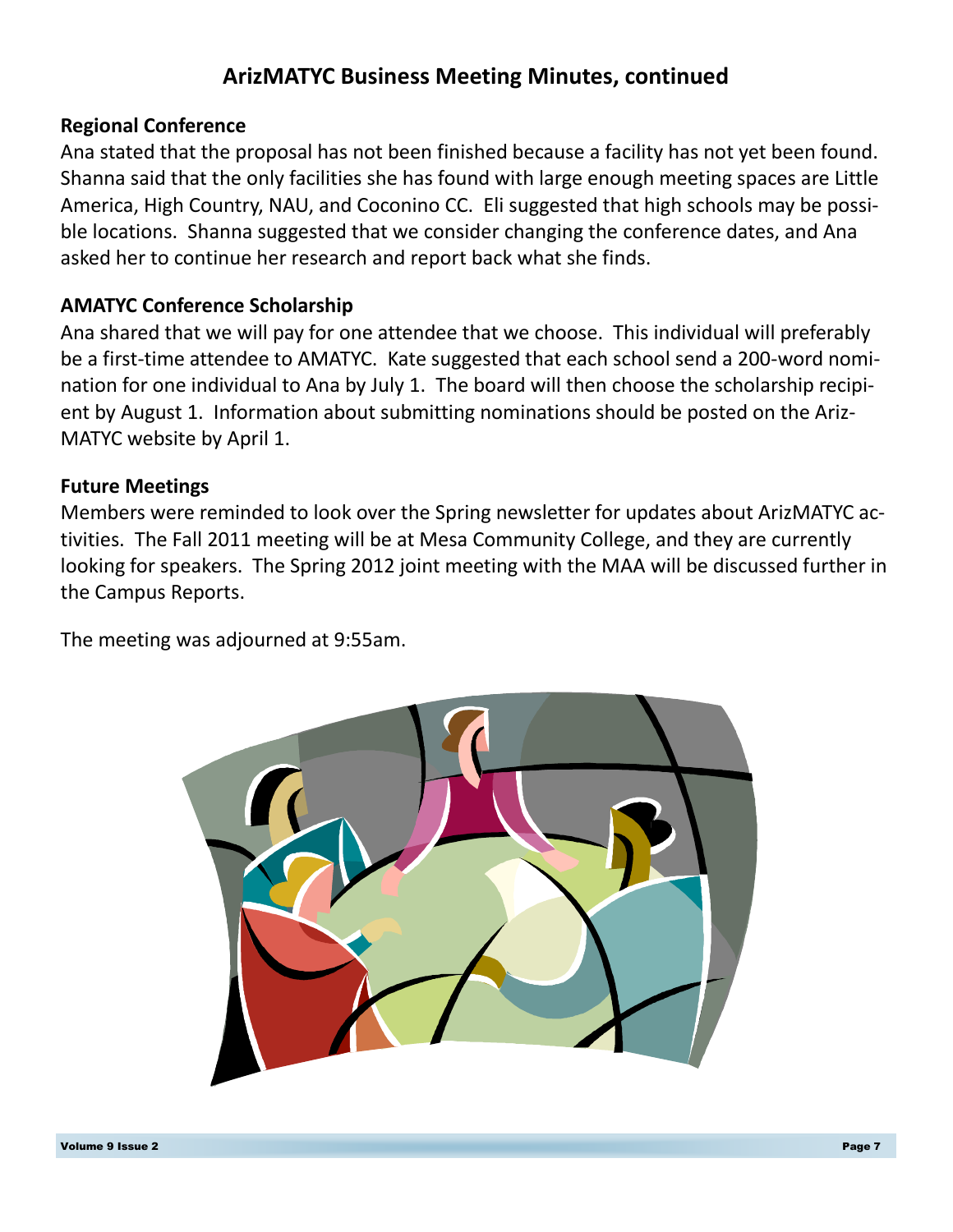## ArizMATYC Business Meeting Minutes, continued

### Regional Conference

Ana stated that the proposal has not been finished because a facility has not yet been found. Shanna said that the only facilities she has found with large enough meeting spaces are Little America, High Country, NAU, and Coconino CC. Eli suggested that high schools may be possible locations. Shanna suggested that we consider changing the conference dates, and Ana asked her to continue her research and report back what she finds.

### AMATYC Conference Scholarship

Ana shared that we will pay for one attendee that we choose. This individual will preferably be a first-time attendee to AMATYC. Kate suggested that each school send a 200-word nomination for one individual to Ana by July 1. The board will then choose the scholarship recipient by August 1. Information about submitting nominations should be posted on the ArizMATYC website by April 1.

### Future Meetings

Members were reminded to look over the Spring newsletter for updates about ArizMATYC activities. The Fall 2011 meeting will be at Mesa Community College, and they are currently looking for speakers. The Spring 2012 joint meeting with the MAA will be discussed further in the Campus Reports.

The meeting was adjourned at 9:55am.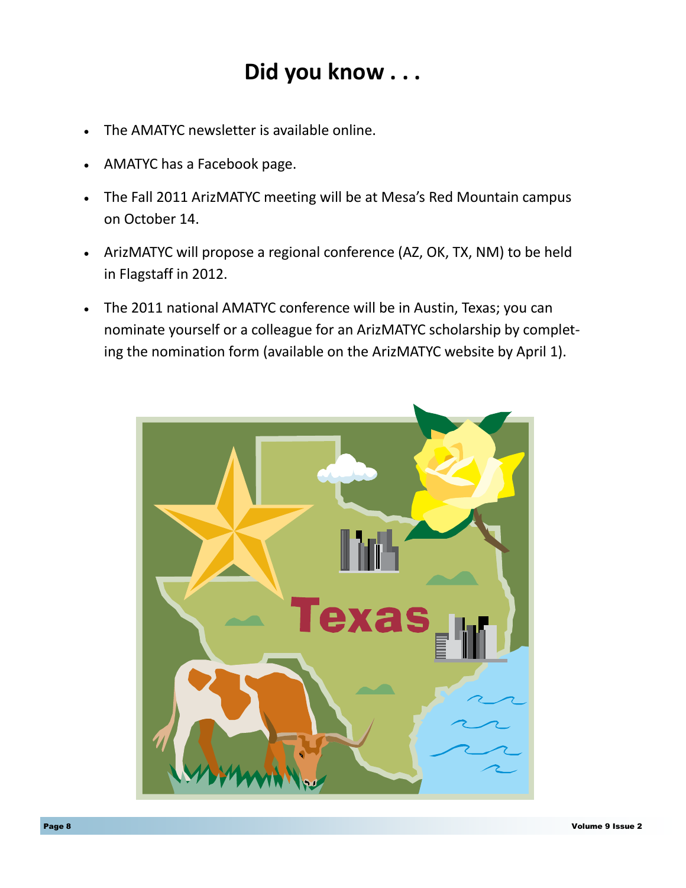# Did you know . . .

- The AMATYC newsletter is available online.
- AMATYC has a Facebook page.
- The Fall 2011 ArizMATYC meeting will be at Mesa's Red Mountain campus on October 14.
- ArizMATYC will propose a regional conference (AZ, OK, TX, NM) to be held in Flagstaff in 2012.
- The 2011 national AMATYC conference will be in Austin, Texas; you can nominate yourself or a colleague for an ArizMATYC scholarship by completing the nomination form (available on the ArizMATYC website by April 1).